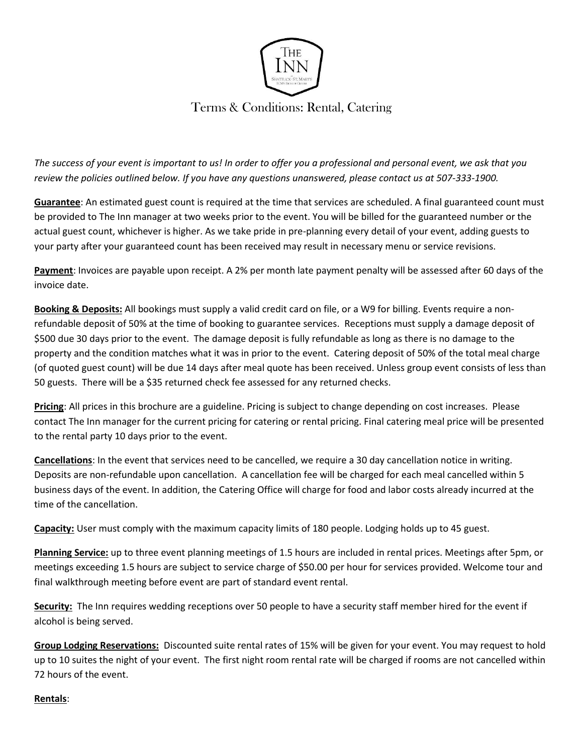# Terms & Conditions: Rental, Catering

*The success of your event is important to us! In order to offer you a professional and personal event, we ask that you review the policies outlined below. If you have any questions unanswered, please contact us at 507-333-1900.*

**Guarantee**: An estimated guest count is required at the time that services are scheduled. A final guaranteed count must be provided to The Inn manager at two weeks prior to the event. You will be billed for the guaranteed number or the actual guest count, whichever is higher. As we take pride in pre-planning every detail of your event, adding guests to your party after your guaranteed count has been received may result in necessary menu or service revisions.

**Payment**: Invoices are payable upon receipt. A 2% per month late payment penalty will be assessed after 60 days of the invoice date.

**Booking & Deposits:** All bookings must supply a valid credit card on file, or a W9 for billing. Events require a non-refundable deposit of 50% at the time of booking to guarantee services. Receptions must supply a damage deposit of $500 due 30 days prior to the event. The damage deposit is fully refundable as long as there is no damage to the property and the condition matches what it was in prior to the event. Catering deposit of 50% of the total meal charge (of quoted guest count) will be due 14 days after meal quote has been received. Unless group event consists of less than 50 guests. There will be a $35 returned check fee assessed for any returned checks.

**Pricing**: All prices in this brochure are a guideline. Pricing is subject to change depending on cost increases. Please contact The Inn manager for the current pricing for catering or rental pricing. Final catering meal price will be presented to the rental party 10 days prior to the event.

**Cancellations**: In the event that services need to be cancelled, we require a 30 day cancellation notice in writing. Deposits are non-refundable upon cancellation. A cancellation fee will be charged for each meal cancelled within 5 business days of the event. In addition, the Catering Office will charge for food and labor costs already incurred at the time of the cancellation.

**Capacity:** User must comply with the maximum capacity limits of 180 people. Lodging holds up to 45 guest.

**Planning Service:** up to three event planning meetings of 1.5 hours are included in rental prices. Meetings after 5pm, or meetings exceeding 1.5 hours are subject to service charge of $50.00 per hour for services provided. Welcome tour and final walkthrough meeting before event are part of standard event rental.

**Security:** The Inn requires wedding receptions over 50 people to have a security staff member hired for the event if alcohol is being served.

**Group Lodging Reservations:** Discounted suite rental rates of 15% will be given for your event. You may request to hold up to 10 suites the night of your event. The first night room rental rate will be charged if rooms are not cancelled within 72 hours of the event.

**Rentals**: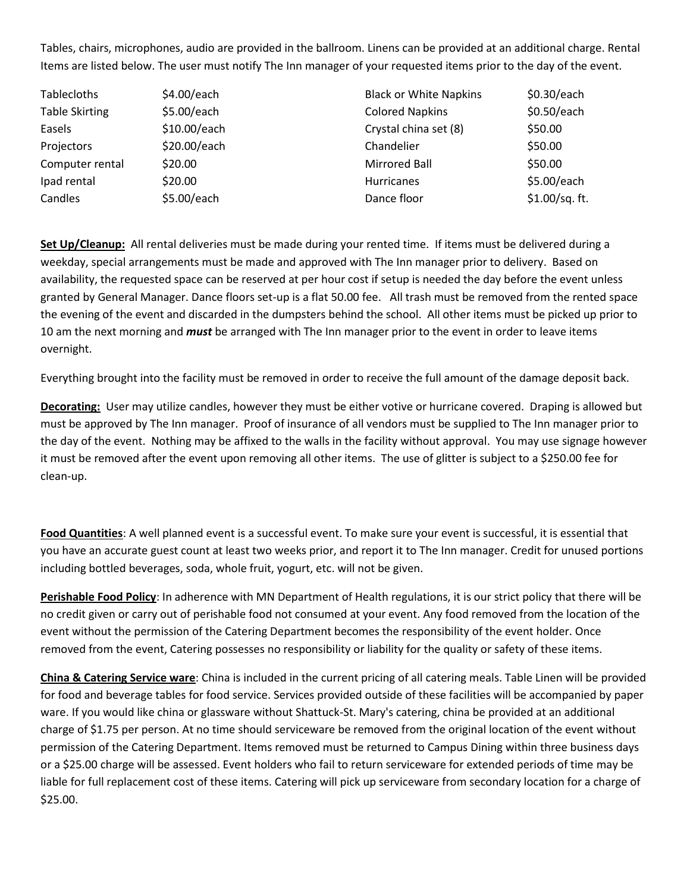Tables, chairs, microphones, audio are provided in the ballroom. Linens can be provided at an additional charge. Rental Items are listed below. The user must notify The Inn manager of your requested items prior to the day of the event.

| | | | |
|---|---|---|---|
| Tablecloths | $4.00/each | Black or White Napkins | $0.30/each |
| Table Skirting | $5.00/each | Colored Napkins | $0.50/each |
| Easels | $10.00/each | Crystal china set (8) | $50.00 |
| Projectors | $20.00/each | Chandelier | $50.00 |
| Computer rental | $20.00 | Mirrored Ball | $50.00 |
| Ipad rental | $20.00 | Hurricanes | $5.00/each |
| Candles | $5.00/each | Dance floor | $1.00/sq. ft. |

**Set Up/Cleanup:** All rental deliveries must be made during your rented time. If items must be delivered during a weekday, special arrangements must be made and approved with The Inn manager prior to delivery. Based on availability, the requested space can be reserved at per hour cost if setup is needed the day before the event unless granted by General Manager. Dance floors set-up is a flat 50.00 fee. All trash must be removed from the rented space the evening of the event and discarded in the dumpsters behind the school. All other items must be picked up prior to 10 am the next morning and ***must*** be arranged with The Inn manager prior to the event in order to leave items overnight.

Everything brought into the facility must be removed in order to receive the full amount of the damage deposit back.

**Decorating:** User may utilize candles, however they must be either votive or hurricane covered. Draping is allowed but must be approved by The Inn manager. Proof of insurance of all vendors must be supplied to The Inn manager prior to the day of the event. Nothing may be affixed to the walls in the facility without approval. You may use signage however it must be removed after the event upon removing all other items. The use of glitter is subject to a $250.00 fee for clean-up.

**Food Quantities**: A well planned event is a successful event. To make sure your event is successful, it is essential that you have an accurate guest count at least two weeks prior, and report it to The Inn manager. Credit for unused portions including bottled beverages, soda, whole fruit, yogurt, etc. will not be given.

**Perishable Food Policy**: In adherence with MN Department of Health regulations, it is our strict policy that there will be no credit given or carry out of perishable food not consumed at your event. Any food removed from the location of the event without the permission of the Catering Department becomes the responsibility of the event holder. Once removed from the event, Catering possesses no responsibility or liability for the quality or safety of these items.

**China & Catering Service ware**: China is included in the current pricing of all catering meals. Table Linen will be provided for food and beverage tables for food service. Services provided outside of these facilities will be accompanied by paper ware. If you would like china or glassware without Shattuck-St. Mary's catering, china be provided at an additional charge of $1.75 per person. At no time should serviceware be removed from the original location of the event without permission of the Catering Department. Items removed must be returned to Campus Dining within three business days or a $25.00 charge will be assessed. Event holders who fail to return serviceware for extended periods of time may be liable for full replacement cost of these items. Catering will pick up serviceware from secondary location for a charge of $25.00.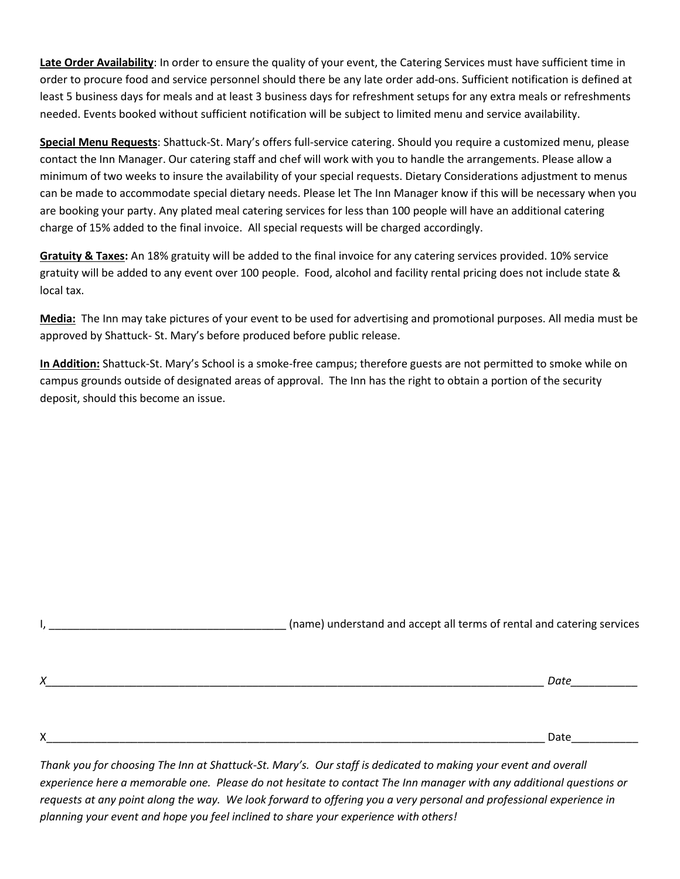**Late Order Availability**: In order to ensure the quality of your event, the Catering Services must have sufficient time in order to procure food and service personnel should there be any late order add-ons. Sufficient notification is defined at least 5 business days for meals and at least 3 business days for refreshment setups for any extra meals or refreshments needed. Events booked without sufficient notification will be subject to limited menu and service availability.

**Special Menu Requests**: Shattuck-St. Mary's offers full-service catering. Should you require a customized menu, please contact the Inn Manager. Our catering staff and chef will work with you to handle the arrangements. Please allow a minimum of two weeks to insure the availability of your special requests. Dietary Considerations adjustment to menus can be made to accommodate special dietary needs. Please let The Inn Manager know if this will be necessary when you are booking your party. Any plated meal catering services for less than 100 people will have an additional catering charge of 15% added to the final invoice. All special requests will be charged accordingly.

**Gratuity & Taxes:** An 18% gratuity will be added to the final invoice for any catering services provided. 10% service gratuity will be added to any event over 100 people. Food, alcohol and facility rental pricing does not include state & local tax.

**Media:** The Inn may take pictures of your event to be used for advertising and promotional purposes. All media must be approved by Shattuck- St. Mary's before produced before public release.

**In Addition:** Shattuck-St. Mary's School is a smoke-free campus; therefore guests are not permitted to smoke while on campus grounds outside of designated areas of approval. The Inn has the right to obtain a portion of the security deposit, should this become an issue.

I, ______________________________________ (name) understand and accept all terms of rental and catering services

*X______________________________________________________________________________ Date__________*

X______________________________________________________________________________ Date__________

*Thank you for choosing The Inn at Shattuck-St. Mary's. Our staff is dedicated to making your event and overall experience here a memorable one. Please do not hesitate to contact The Inn manager with any additional questions or requests at any point along the way. We look forward to offering you a very personal and professional experience in planning your event and hope you feel inclined to share your experience with others!*